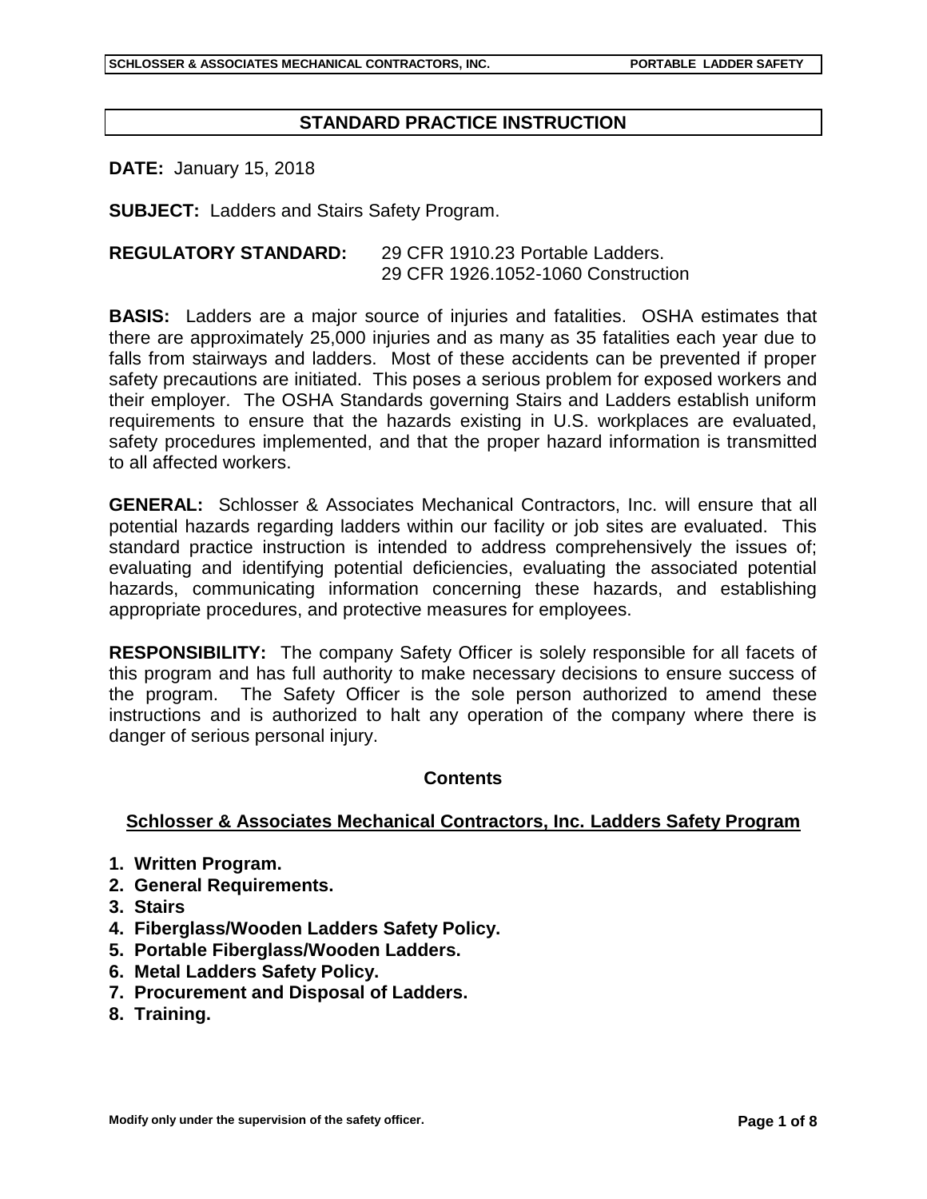# STANDARD PRACTICE INSTRUCTION

**DATE:** January 15, 2018

**SUBJECT:** Ladders and Stairs Safety Program.

**REGULATORY STANDARD:** 29 CFR 1910.23 Portable Ladders.
29 CFR 1926.1052-1060 Construction

**BASIS:** Ladders are a major source of injuries and fatalities. OSHA estimates that there are approximately 25,000 injuries and as many as 35 fatalities each year due to falls from stairways and ladders. Most of these accidents can be prevented if proper safety precautions are initiated. This poses a serious problem for exposed workers and their employer. The OSHA Standards governing Stairs and Ladders establish uniform requirements to ensure that the hazards existing in U.S. workplaces are evaluated, safety procedures implemented, and that the proper hazard information is transmitted to all affected workers.

**GENERAL:** Schlosser & Associates Mechanical Contractors, Inc. will ensure that all potential hazards regarding ladders within our facility or job sites are evaluated. This standard practice instruction is intended to address comprehensively the issues of; evaluating and identifying potential deficiencies, evaluating the associated potential hazards, communicating information concerning these hazards, and establishing appropriate procedures, and protective measures for employees.

**RESPONSIBILITY:** The company Safety Officer is solely responsible for all facets of this program and has full authority to make necessary decisions to ensure success of the program. The Safety Officer is the sole person authorized to amend these instructions and is authorized to halt any operation of the company where there is danger of serious personal injury.

## Contents

### Schlosser & Associates Mechanical Contractors, Inc. Ladders Safety Program

1. **Written Program.**
2. **General Requirements.**
3. **Stairs**
4. **Fiberglass/Wooden Ladders Safety Policy.**
5. **Portable Fiberglass/Wooden Ladders.**
6. **Metal Ladders Safety Policy.**
7. **Procurement and Disposal of Ladders.**
8. **Training.**

**Modify only under the supervision of the safety officer.**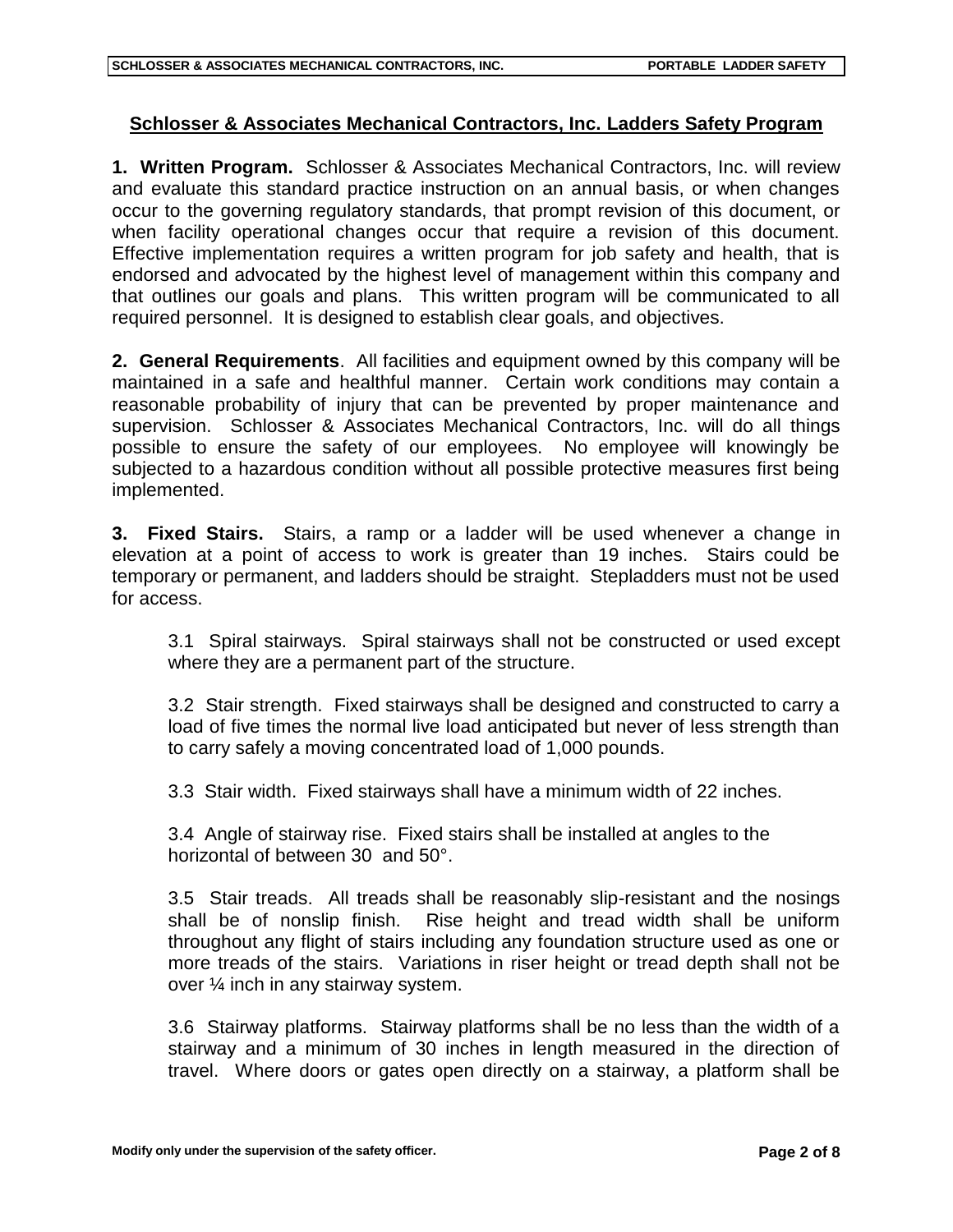## Schlosser & Associates Mechanical Contractors, Inc. Ladders Safety Program

**1. Written Program.** Schlosser & Associates Mechanical Contractors, Inc. will review and evaluate this standard practice instruction on an annual basis, or when changes occur to the governing regulatory standards, that prompt revision of this document, or when facility operational changes occur that require a revision of this document. Effective implementation requires a written program for job safety and health, that is endorsed and advocated by the highest level of management within this company and that outlines our goals and plans. This written program will be communicated to all required personnel. It is designed to establish clear goals, and objectives.

**2. General Requirements**. All facilities and equipment owned by this company will be maintained in a safe and healthful manner. Certain work conditions may contain a reasonable probability of injury that can be prevented by proper maintenance and supervision. Schlosser & Associates Mechanical Contractors, Inc. will do all things possible to ensure the safety of our employees. No employee will knowingly be subjected to a hazardous condition without all possible protective measures first being implemented.

**3. Fixed Stairs.** Stairs, a ramp or a ladder will be used whenever a change in elevation at a point of access to work is greater than 19 inches. Stairs could be temporary or permanent, and ladders should be straight. Stepladders must not be used for access.

3.1 Spiral stairways. Spiral stairways shall not be constructed or used except where they are a permanent part of the structure.

3.2 Stair strength. Fixed stairways shall be designed and constructed to carry a load of five times the normal live load anticipated but never of less strength than to carry safely a moving concentrated load of 1,000 pounds.

3.3 Stair width. Fixed stairways shall have a minimum width of 22 inches.

3.4 Angle of stairway rise. Fixed stairs shall be installed at angles to the horizontal of between 30 and 50°.

3.5 Stair treads. All treads shall be reasonably slip-resistant and the nosings shall be of nonslip finish. Rise height and tread width shall be uniform throughout any flight of stairs including any foundation structure used as one or more treads of the stairs. Variations in riser height or tread depth shall not be over ¼ inch in any stairway system.

3.6 Stairway platforms. Stairway platforms shall be no less than the width of a stairway and a minimum of 30 inches in length measured in the direction of travel. Where doors or gates open directly on a stairway, a platform shall be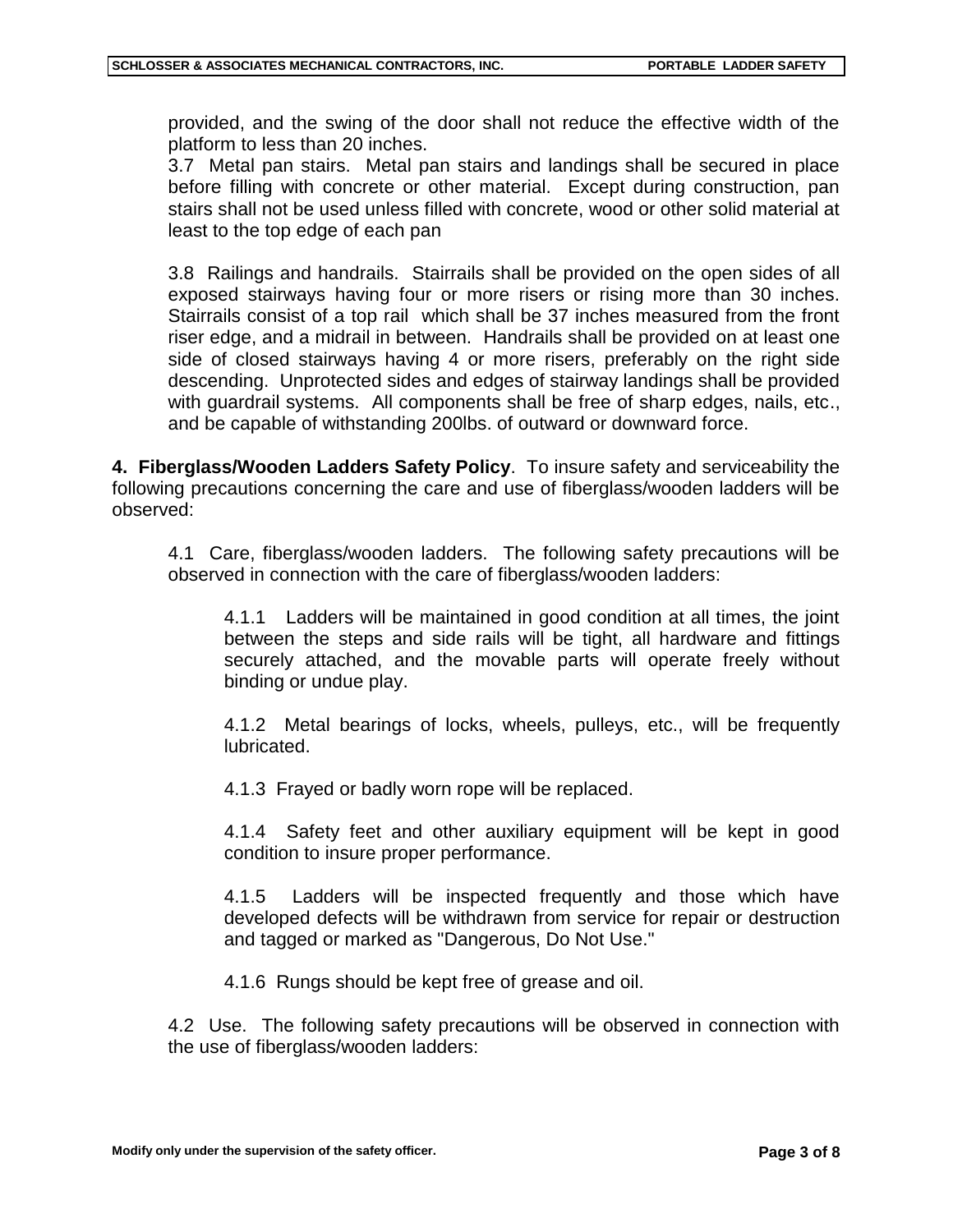provided, and the swing of the door shall not reduce the effective width of the platform to less than 20 inches.

3.7 Metal pan stairs. Metal pan stairs and landings shall be secured in place before filling with concrete or other material. Except during construction, pan stairs shall not be used unless filled with concrete, wood or other solid material at least to the top edge of each pan

3.8 Railings and handrails. Stairrails shall be provided on the open sides of all exposed stairways having four or more risers or rising more than 30 inches. Stairrails consist of a top rail which shall be 37 inches measured from the front riser edge, and a midrail in between. Handrails shall be provided on at least one side of closed stairways having 4 or more risers, preferably on the right side descending. Unprotected sides and edges of stairway landings shall be provided with guardrail systems. All components shall be free of sharp edges, nails, etc., and be capable of withstanding 200lbs. of outward or downward force.

**4. Fiberglass/Wooden Ladders Safety Policy**. To insure safety and serviceability the following precautions concerning the care and use of fiberglass/wooden ladders will be observed:

4.1 Care, fiberglass/wooden ladders. The following safety precautions will be observed in connection with the care of fiberglass/wooden ladders:

4.1.1 Ladders will be maintained in good condition at all times, the joint between the steps and side rails will be tight, all hardware and fittings securely attached, and the movable parts will operate freely without binding or undue play.

4.1.2 Metal bearings of locks, wheels, pulleys, etc., will be frequently lubricated.

4.1.3 Frayed or badly worn rope will be replaced.

4.1.4 Safety feet and other auxiliary equipment will be kept in good condition to insure proper performance.

4.1.5 Ladders will be inspected frequently and those which have developed defects will be withdrawn from service for repair or destruction and tagged or marked as "Dangerous, Do Not Use."

4.1.6 Rungs should be kept free of grease and oil.

4.2 Use. The following safety precautions will be observed in connection with the use of fiberglass/wooden ladders:

Modify only under the supervision of the safety officer.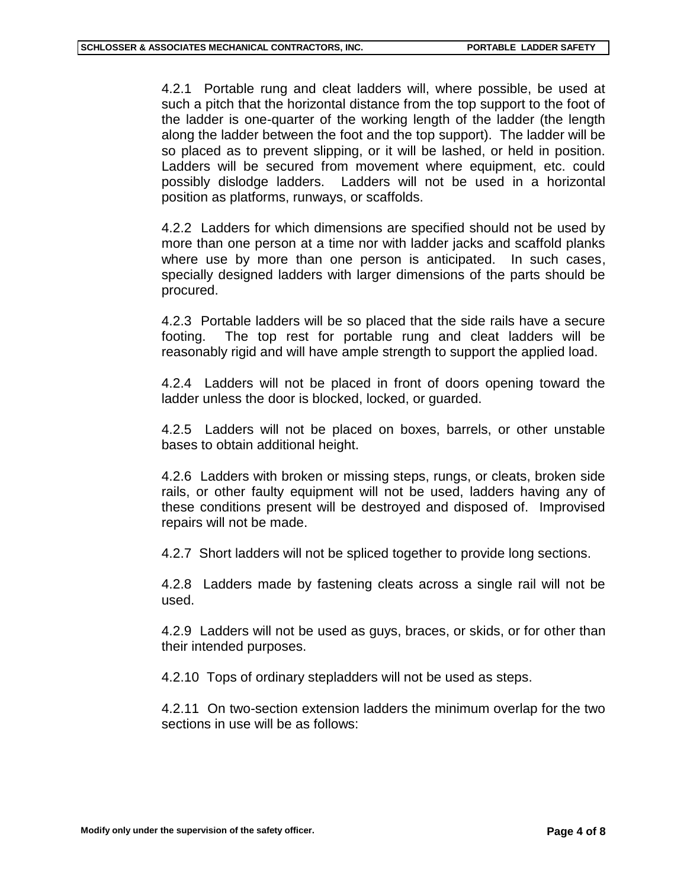4.2.1 Portable rung and cleat ladders will, where possible, be used at such a pitch that the horizontal distance from the top support to the foot of the ladder is one-quarter of the working length of the ladder (the length along the ladder between the foot and the top support). The ladder will be so placed as to prevent slipping, or it will be lashed, or held in position. Ladders will be secured from movement where equipment, etc. could possibly dislodge ladders. Ladders will not be used in a horizontal position as platforms, runways, or scaffolds.

4.2.2 Ladders for which dimensions are specified should not be used by more than one person at a time nor with ladder jacks and scaffold planks where use by more than one person is anticipated. In such cases, specially designed ladders with larger dimensions of the parts should be procured.

4.2.3 Portable ladders will be so placed that the side rails have a secure footing. The top rest for portable rung and cleat ladders will be reasonably rigid and will have ample strength to support the applied load.

4.2.4 Ladders will not be placed in front of doors opening toward the ladder unless the door is blocked, locked, or guarded.

4.2.5 Ladders will not be placed on boxes, barrels, or other unstable bases to obtain additional height.

4.2.6 Ladders with broken or missing steps, rungs, or cleats, broken side rails, or other faulty equipment will not be used, ladders having any of these conditions present will be destroyed and disposed of. Improvised repairs will not be made.

4.2.7 Short ladders will not be spliced together to provide long sections.

4.2.8 Ladders made by fastening cleats across a single rail will not be used.

4.2.9 Ladders will not be used as guys, braces, or skids, or for other than their intended purposes.

4.2.10 Tops of ordinary stepladders will not be used as steps.

4.2.11 On two-section extension ladders the minimum overlap for the two sections in use will be as follows: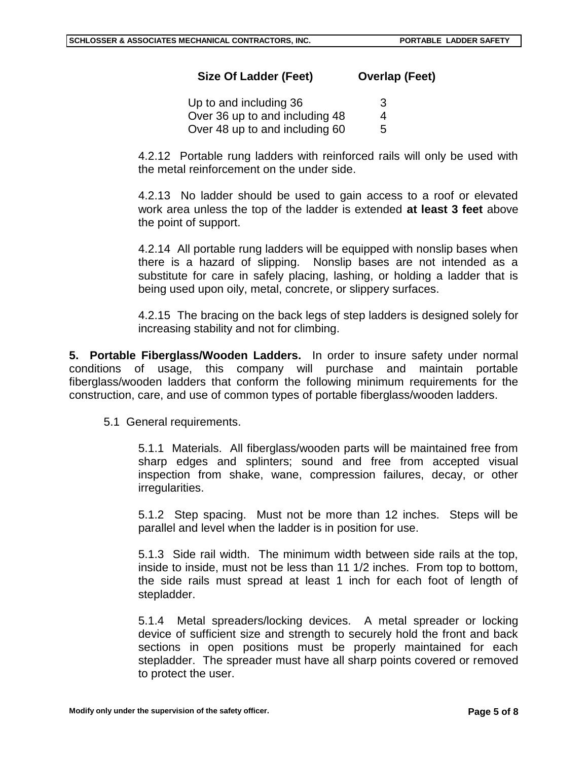| Size Of Ladder (Feet) | Overlap (Feet) |
|---|---|
| Up to and including 36 | 3 |
| Over 36 up to and including 48 | 4 |
| Over 48 up to and including 60 | 5 |

4.2.12 Portable rung ladders with reinforced rails will only be used with the metal reinforcement on the under side.

4.2.13 No ladder should be used to gain access to a roof or elevated work area unless the top of the ladder is extended **at least 3 feet** above the point of support.

4.2.14 All portable rung ladders will be equipped with nonslip bases when there is a hazard of slipping. Nonslip bases are not intended as a substitute for care in safely placing, lashing, or holding a ladder that is being used upon oily, metal, concrete, or slippery surfaces.

4.2.15 The bracing on the back legs of step ladders is designed solely for increasing stability and not for climbing.

**5. Portable Fiberglass/Wooden Ladders.** In order to insure safety under normal conditions of usage, this company will purchase and maintain portable fiberglass/wooden ladders that conform the following minimum requirements for the construction, care, and use of common types of portable fiberglass/wooden ladders.

5.1 General requirements.

5.1.1 Materials. All fiberglass/wooden parts will be maintained free from sharp edges and splinters; sound and free from accepted visual inspection from shake, wane, compression failures, decay, or other irregularities.

5.1.2 Step spacing. Must not be more than 12 inches. Steps will be parallel and level when the ladder is in position for use.

5.1.3 Side rail width. The minimum width between side rails at the top, inside to inside, must not be less than 11 1/2 inches. From top to bottom, the side rails must spread at least 1 inch for each foot of length of stepladder.

5.1.4 Metal spreaders/locking devices. A metal spreader or locking device of sufficient size and strength to securely hold the front and back sections in open positions must be properly maintained for each stepladder. The spreader must have all sharp points covered or removed to protect the user.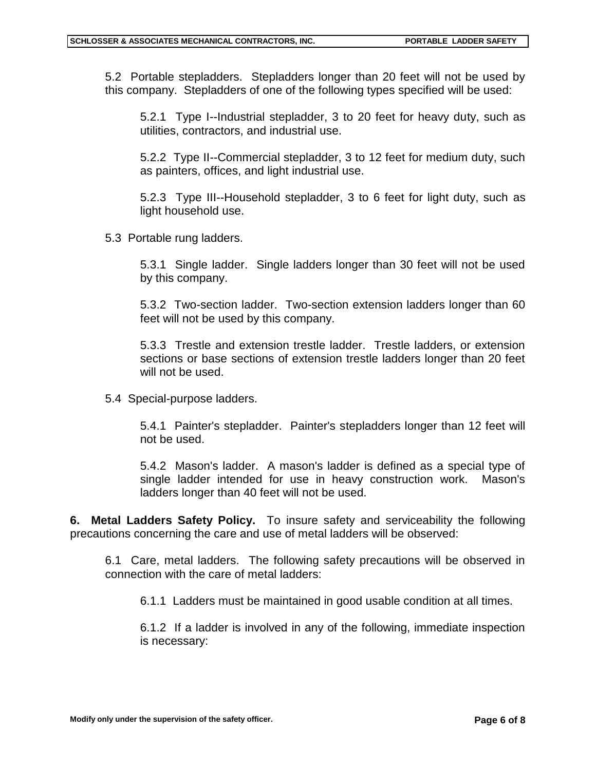5.2 Portable stepladders. Stepladders longer than 20 feet will not be used by this company. Stepladders of one of the following types specified will be used:

5.2.1 Type I--Industrial stepladder, 3 to 20 feet for heavy duty, such as utilities, contractors, and industrial use.

5.2.2 Type II--Commercial stepladder, 3 to 12 feet for medium duty, such as painters, offices, and light industrial use.

5.2.3 Type III--Household stepladder, 3 to 6 feet for light duty, such as light household use.

5.3 Portable rung ladders.

5.3.1 Single ladder. Single ladders longer than 30 feet will not be used by this company.

5.3.2 Two-section ladder. Two-section extension ladders longer than 60 feet will not be used by this company.

5.3.3 Trestle and extension trestle ladder. Trestle ladders, or extension sections or base sections of extension trestle ladders longer than 20 feet will not be used.

5.4 Special-purpose ladders.

5.4.1 Painter's stepladder. Painter's stepladders longer than 12 feet will not be used.

5.4.2 Mason's ladder. A mason's ladder is defined as a special type of single ladder intended for use in heavy construction work. Mason's ladders longer than 40 feet will not be used.

**6. Metal Ladders Safety Policy.** To insure safety and serviceability the following precautions concerning the care and use of metal ladders will be observed:

6.1 Care, metal ladders. The following safety precautions will be observed in connection with the care of metal ladders:

6.1.1 Ladders must be maintained in good usable condition at all times.

6.1.2 If a ladder is involved in any of the following, immediate inspection is necessary: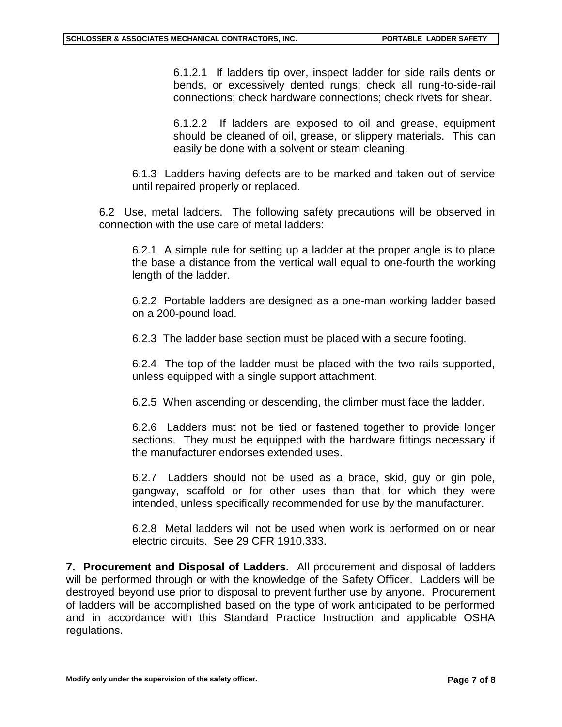6.1.2.1 If ladders tip over, inspect ladder for side rails dents or bends, or excessively dented rungs; check all rung-to-side-rail connections; check hardware connections; check rivets for shear.

6.1.2.2 If ladders are exposed to oil and grease, equipment should be cleaned of oil, grease, or slippery materials. This can easily be done with a solvent or steam cleaning.

6.1.3 Ladders having defects are to be marked and taken out of service until repaired properly or replaced.

6.2 Use, metal ladders. The following safety precautions will be observed in connection with the use care of metal ladders:

6.2.1 A simple rule for setting up a ladder at the proper angle is to place the base a distance from the vertical wall equal to one-fourth the working length of the ladder.

6.2.2 Portable ladders are designed as a one-man working ladder based on a 200-pound load.

6.2.3 The ladder base section must be placed with a secure footing.

6.2.4 The top of the ladder must be placed with the two rails supported, unless equipped with a single support attachment.

6.2.5 When ascending or descending, the climber must face the ladder.

6.2.6 Ladders must not be tied or fastened together to provide longer sections. They must be equipped with the hardware fittings necessary if the manufacturer endorses extended uses.

6.2.7 Ladders should not be used as a brace, skid, guy or gin pole, gangway, scaffold or for other uses than that for which they were intended, unless specifically recommended for use by the manufacturer.

6.2.8 Metal ladders will not be used when work is performed on or near electric circuits. See 29 CFR 1910.333.

**7. Procurement and Disposal of Ladders.** All procurement and disposal of ladders will be performed through or with the knowledge of the Safety Officer. Ladders will be destroyed beyond use prior to disposal to prevent further use by anyone. Procurement of ladders will be accomplished based on the type of work anticipated to be performed and in accordance with this Standard Practice Instruction and applicable OSHA regulations.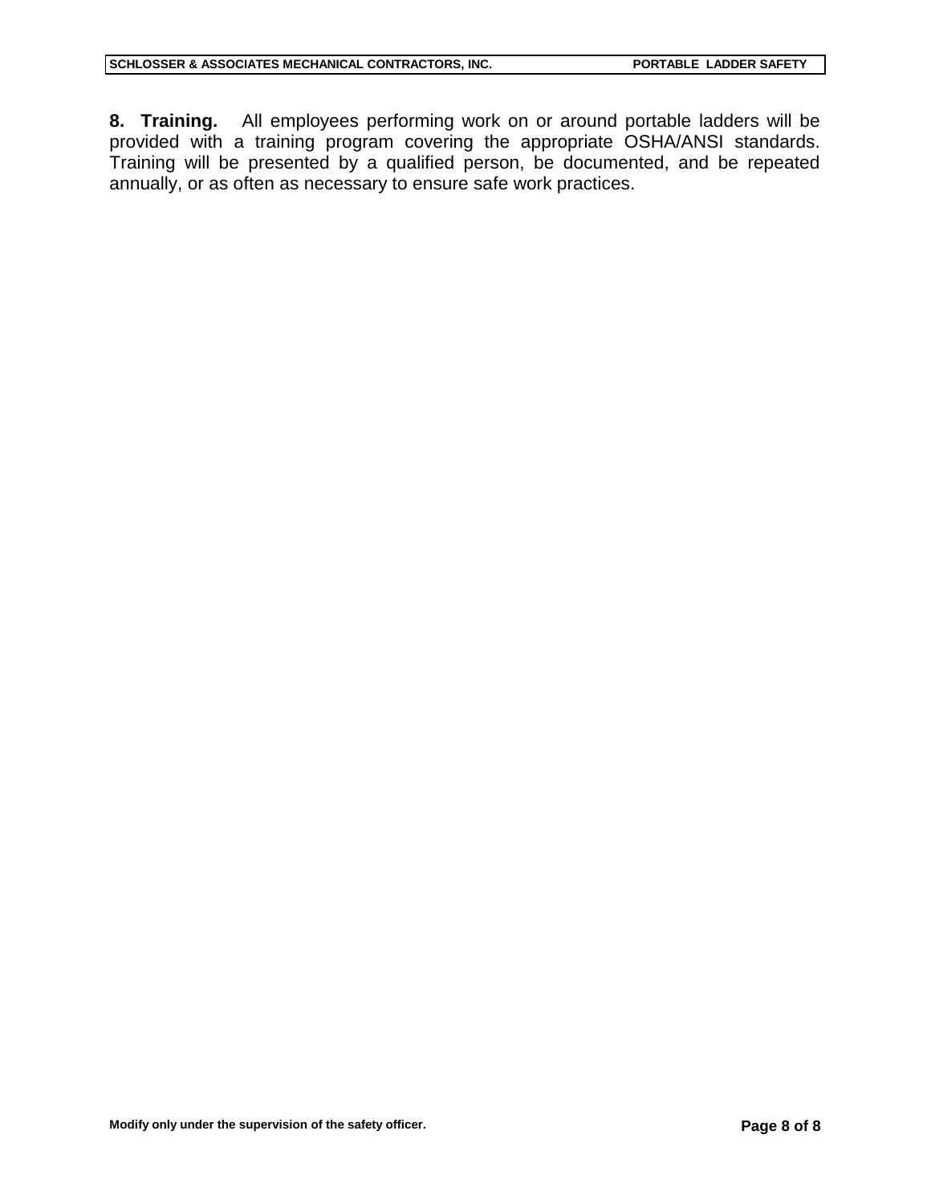**8. Training.** All employees performing work on or around portable ladders will be provided with a training program covering the appropriate OSHA/ANSI standards. Training will be presented by a qualified person, be documented, and be repeated annually, or as often as necessary to ensure safe work practices.